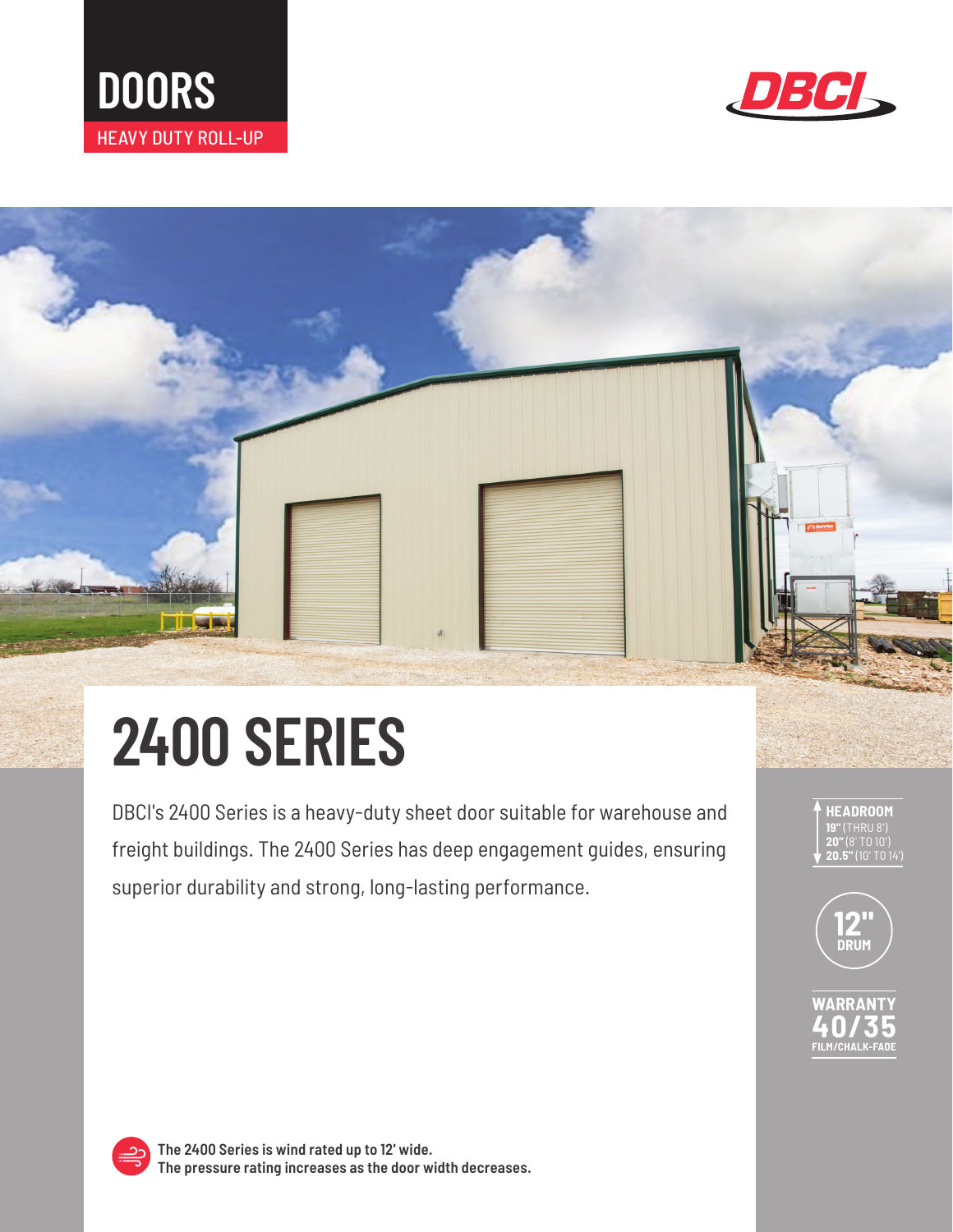# DOORS

HEAVY DUTY ROLL-UP

DBCI

# 2400 SERIES

DBCI's 2400 Series is a heavy-duty sheet door suitable for warehouse and freight buildings. The 2400 Series has deep engagement guides, ensuring superior durability and strong, long-lasting performance.

**HEADROOM**

**19"** (THRU 8')
**20"** (8' TO 10')
**20.5"** (10' TO 14')

**12"**
**DRUM**

**WARRANTY**
**40/35**
**FILM/CHALK-FADE**

**The 2400 Series is wind rated up to 12' wide.**
**The pressure rating increases as the door width decreases.**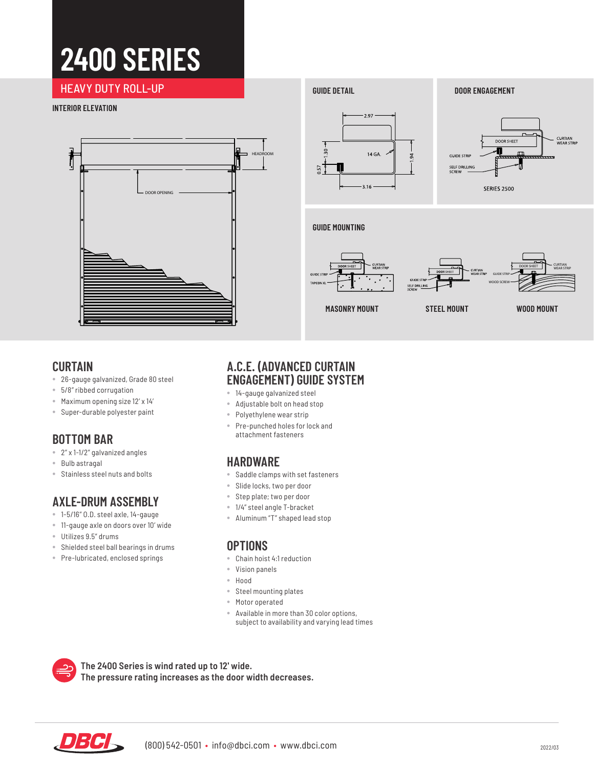# 2400 SERIES

## HEAVY DUTY ROLL-UP

INTERIOR ELEVATION

HEADROOM

DOOR OPENING

GUIDE DETAIL

2.97

1.30

0.57

14 GA.

1.94

3.16

DOOR ENGAGEMENT

DOOR SHEET

CURTIAN WEAR STRIP

GUIDE STRIP

SELF DRILLING SCREW

SERIES 2500

GUIDE MOUNTING

DOOR SHEET

CURTIAN WEAR STRIP

GUIDE STRIP

TAPCON XL

MASONRY MOUNT

DOOR SHEET

CURTIAN WEAR STRIP

GUIDE STRIP

SELF DRILLING SCREW

STEEL MOUNT

DOOR SHEET

CURTIAN WEAR STRIP

GUIDE STRIP

WOOD SCREW

WOOD MOUNT

## CURTAIN

- 26-gauge galvanized, Grade 80 steel
- 5/8" ribbed corrugation
- Maximum opening size 12' x 14'
- Super-durable polyester paint

## BOTTOM BAR

- 2" x 1-1/2" galvanized angles
- Bulb astragal
- Stainless steel nuts and bolts

## AXLE-DRUM ASSEMBLY

- 1-5/16" O.D. steel axle, 14-gauge
- 11-gauge axle on doors over 10' wide
- Utilizes 9.5" drums
- Shielded steel ball bearings in drums
- Pre-lubricated, enclosed springs

## A.C.E. (ADVANCED CURTAIN ENGAGEMENT) GUIDE SYSTEM

- 14-gauge galvanized steel
- Adjustable bolt on head stop
- Polyethylene wear strip
- Pre-punched holes for lock and attachment fasteners

## HARDWARE

- Saddle clamps with set fasteners
- Slide locks, two per door
- Step plate; two per door
- 1/4" steel angle T-bracket
- Aluminum "T" shaped lead stop

## OPTIONS

- Chain hoist 4:1 reduction
- Vision panels
- Hood
- Steel mounting plates
- Motor operated
- Available in more than 30 color options, subject to availability and varying lead times

**The 2400 Series is wind rated up to 12' wide.**
**The pressure rating increases as the door width decreases.**

DBCI

(800) 542-0501 • info@dbci.com • www.dbci.com

2022/03